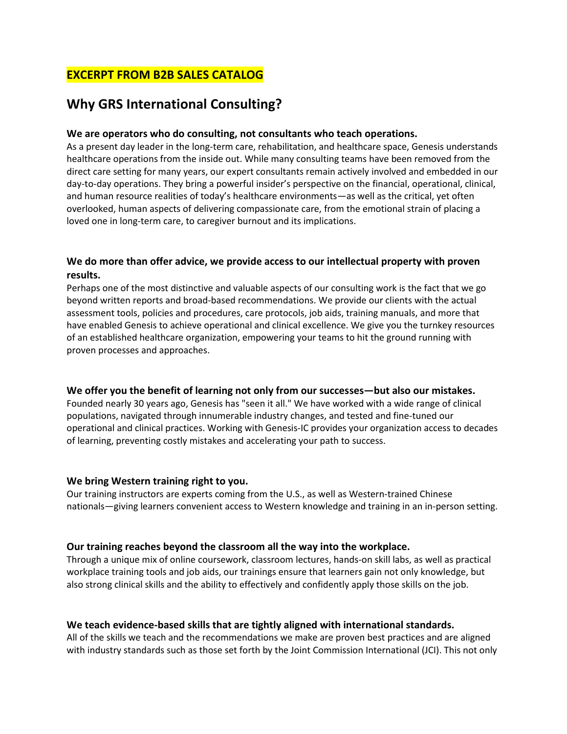## EXCERPT FROM B2B SALES CATALOG

# Why GRS International Consulting?

### We are operators who do consulting, not consultants who teach operations.

As a present day leader in the long-term care, rehabilitation, and healthcare space, Genesis understands healthcare operations from the inside out. While many consulting teams have been removed from the direct care setting for many years, our expert consultants remain actively involved and embedded in our day-to-day operations. They bring a powerful insider's perspective on the financial, operational, clinical, and human resource realities of today's healthcare environments—as well as the critical, yet often overlooked, human aspects of delivering compassionate care, from the emotional strain of placing a loved one in long-term care, to caregiver burnout and its implications.

### We do more than offer advice, we provide access to our intellectual property with proven results.

Perhaps one of the most distinctive and valuable aspects of our consulting work is the fact that we go beyond written reports and broad-based recommendations. We provide our clients with the actual assessment tools, policies and procedures, care protocols, job aids, training manuals, and more that have enabled Genesis to achieve operational and clinical excellence. We give you the turnkey resources of an established healthcare organization, empowering your teams to hit the ground running with proven processes and approaches.

### We offer you the benefit of learning not only from our successes—but also our mistakes.

Founded nearly 30 years ago, Genesis has "seen it all." We have worked with a wide range of clinical populations, navigated through innumerable industry changes, and tested and fine-tuned our operational and clinical practices. Working with Genesis-IC provides your organization access to decades of learning, preventing costly mistakes and accelerating your path to success.

### We bring Western training right to you.

Our training instructors are experts coming from the U.S., as well as Western-trained Chinese nationals—giving learners convenient access to Western knowledge and training in an in-person setting.

### Our training reaches beyond the classroom all the way into the workplace.

Through a unique mix of online coursework, classroom lectures, hands-on skill labs, as well as practical workplace training tools and job aids, our trainings ensure that learners gain not only knowledge, but also strong clinical skills and the ability to effectively and confidently apply those skills on the job.

### We teach evidence-based skills that are tightly aligned with international standards.

All of the skills we teach and the recommendations we make are proven best practices and are aligned with industry standards such as those set forth by the Joint Commission International (JCI). This not only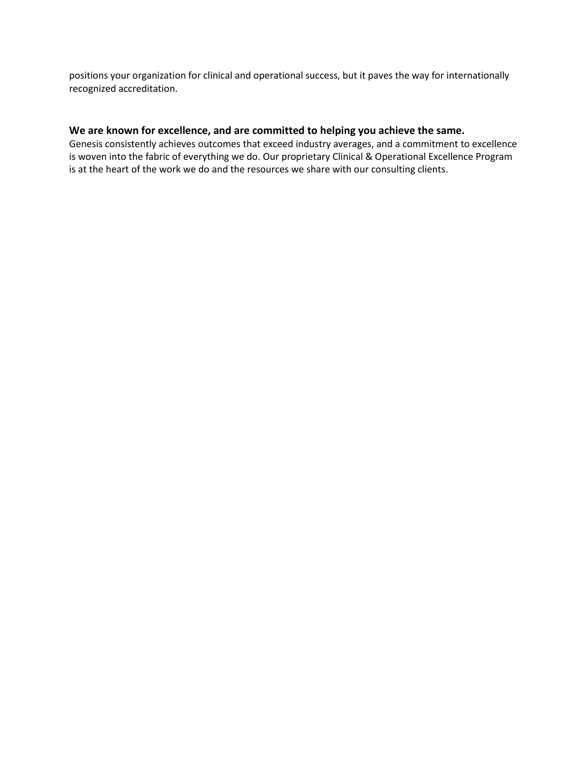positions your organization for clinical and operational success, but it paves the way for internationally recognized accreditation.

### We are known for excellence, and are committed to helping you achieve the same.

Genesis consistently achieves outcomes that exceed industry averages, and a commitment to excellence is woven into the fabric of everything we do. Our proprietary Clinical & Operational Excellence Program is at the heart of the work we do and the resources we share with our consulting clients.